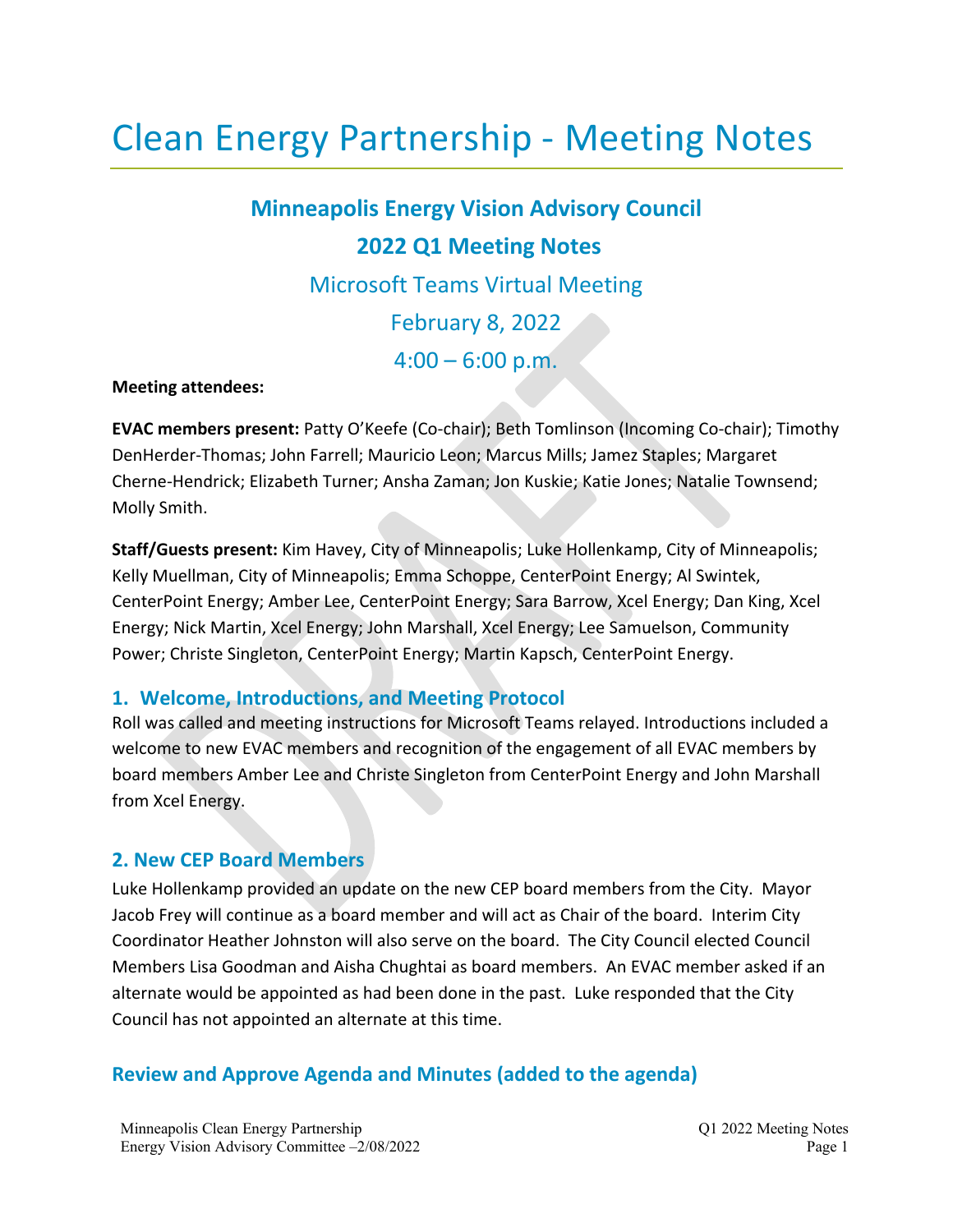# Clean Energy Partnership - Meeting Notes

## Minneapolis Energy Vision Advisory Council

## 2022 Q1 Meeting Notes

Microsoft Teams Virtual Meeting

February 8, 2022

4:00 – 6:00 p.m.

**Meeting attendees:**

**EVAC members present:** Patty O'Keefe (Co-chair); Beth Tomlinson (Incoming Co-chair); Timothy DenHerder-Thomas; John Farrell; Mauricio Leon; Marcus Mills; Jamez Staples; Margaret Cherne-Hendrick; Elizabeth Turner; Ansha Zaman; Jon Kuskie; Katie Jones; Natalie Townsend; Molly Smith.

**Staff/Guests present:** Kim Havey, City of Minneapolis; Luke Hollenkamp, City of Minneapolis; Kelly Muellman, City of Minneapolis; Emma Schoppe, CenterPoint Energy; Al Swintek, CenterPoint Energy; Amber Lee, CenterPoint Energy; Sara Barrow, Xcel Energy; Dan King, Xcel Energy; Nick Martin, Xcel Energy; John Marshall, Xcel Energy; Lee Samuelson, Community Power; Christe Singleton, CenterPoint Energy; Martin Kapsch, CenterPoint Energy.

### 1. Welcome, Introductions, and Meeting Protocol

Roll was called and meeting instructions for Microsoft Teams relayed. Introductions included a welcome to new EVAC members and recognition of the engagement of all EVAC members by board members Amber Lee and Christe Singleton from CenterPoint Energy and John Marshall from Xcel Energy.

### 2. New CEP Board Members

Luke Hollenkamp provided an update on the new CEP board members from the City. Mayor Jacob Frey will continue as a board member and will act as Chair of the board. Interim City Coordinator Heather Johnston will also serve on the board. The City Council elected Council Members Lisa Goodman and Aisha Chughtai as board members. An EVAC member asked if an alternate would be appointed as had been done in the past. Luke responded that the City Council has not appointed an alternate at this time.

### Review and Approve Agenda and Minutes (added to the agenda)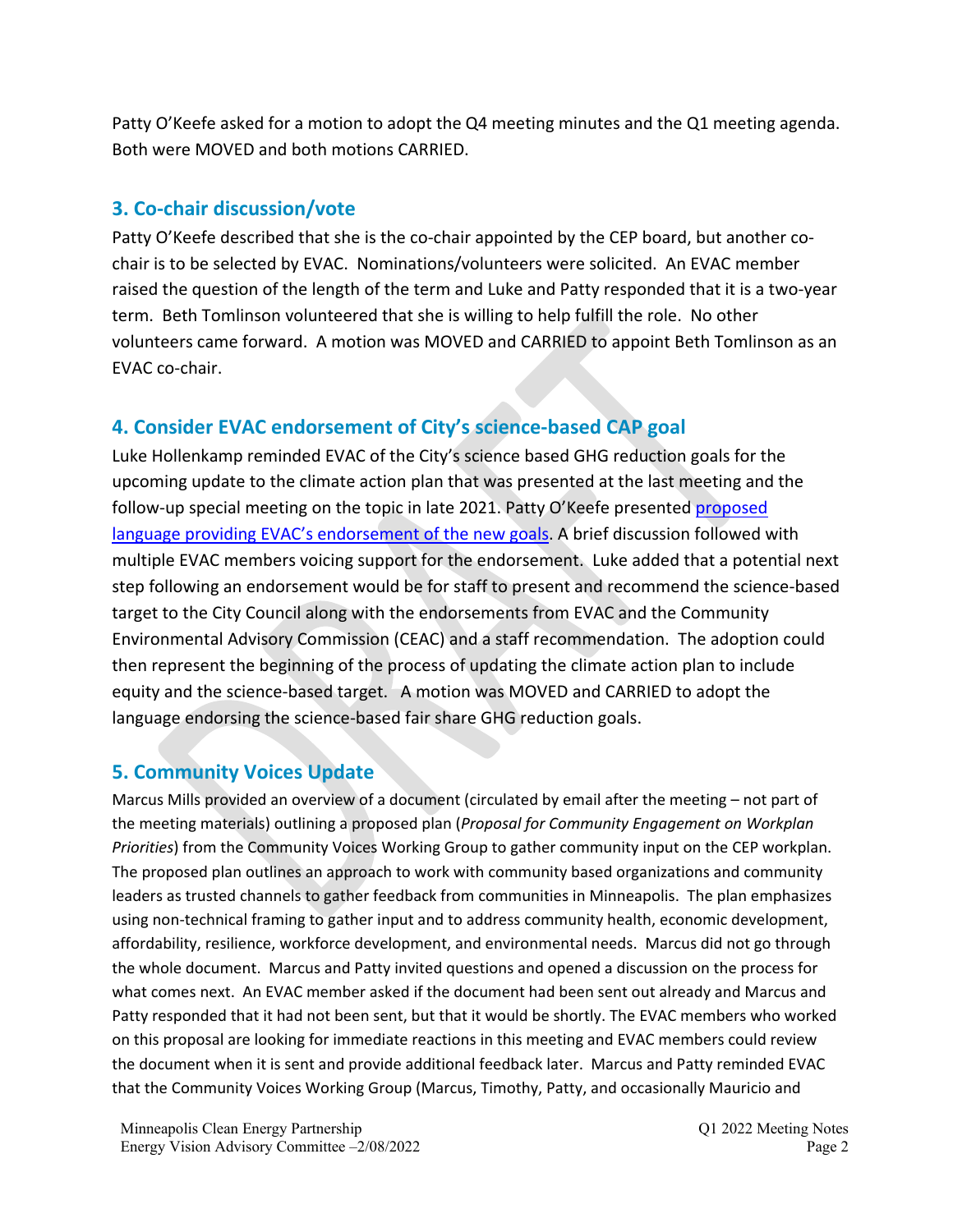Patty O'Keefe asked for a motion to adopt the Q4 meeting minutes and the Q1 meeting agenda. Both were MOVED and both motions CARRIED.

## 3. Co-chair discussion/vote

Patty O'Keefe described that she is the co-chair appointed by the CEP board, but another co-chair is to be selected by EVAC. Nominations/volunteers were solicited. An EVAC member raised the question of the length of the term and Luke and Patty responded that it is a two-year term. Beth Tomlinson volunteered that she is willing to help fulfill the role. No other volunteers came forward. A motion was MOVED and CARRIED to appoint Beth Tomlinson as an EVAC co-chair.

## 4. Consider EVAC endorsement of City's science-based CAP goal

Luke Hollenkamp reminded EVAC of the City's science based GHG reduction goals for the upcoming update to the climate action plan that was presented at the last meeting and the follow-up special meeting on the topic in late 2021. Patty O'Keefe presented proposed language providing EVAC's endorsement of the new goals. A brief discussion followed with multiple EVAC members voicing support for the endorsement. Luke added that a potential next step following an endorsement would be for staff to present and recommend the science-based target to the City Council along with the endorsements from EVAC and the Community Environmental Advisory Commission (CEAC) and a staff recommendation. The adoption could then represent the beginning of the process of updating the climate action plan to include equity and the science-based target. A motion was MOVED and CARRIED to adopt the language endorsing the science-based fair share GHG reduction goals.

## 5. Community Voices Update

Marcus Mills provided an overview of a document (circulated by email after the meeting – not part of the meeting materials) outlining a proposed plan (*Proposal for Community Engagement on Workplan Priorities*) from the Community Voices Working Group to gather community input on the CEP workplan. The proposed plan outlines an approach to work with community based organizations and community leaders as trusted channels to gather feedback from communities in Minneapolis. The plan emphasizes using non-technical framing to gather input and to address community health, economic development, affordability, resilience, workforce development, and environmental needs. Marcus did not go through the whole document. Marcus and Patty invited questions and opened a discussion on the process for what comes next. An EVAC member asked if the document had been sent out already and Marcus and Patty responded that it had not been sent, but that it would be shortly. The EVAC members who worked on this proposal are looking for immediate reactions in this meeting and EVAC members could review the document when it is sent and provide additional feedback later. Marcus and Patty reminded EVAC that the Community Voices Working Group (Marcus, Timothy, Patty, and occasionally Mauricio and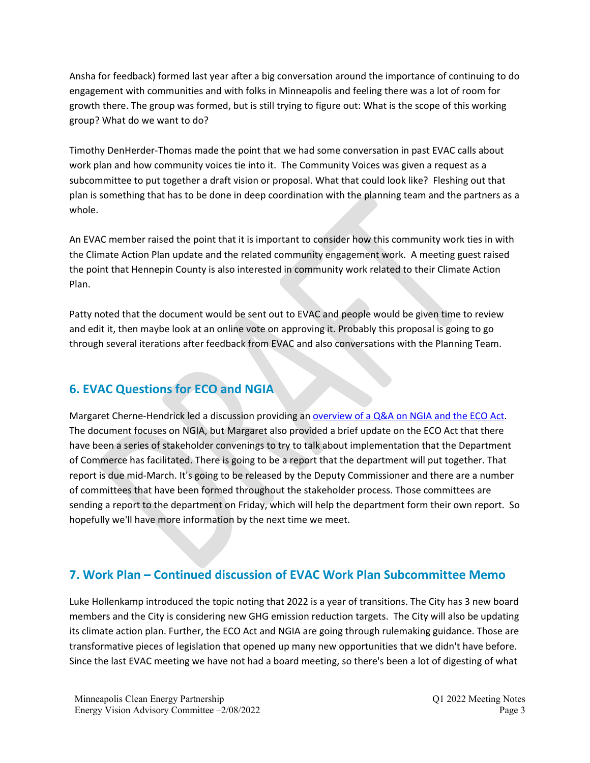Ansha for feedback) formed last year after a big conversation around the importance of continuing to do engagement with communities and with folks in Minneapolis and feeling there was a lot of room for growth there. The group was formed, but is still trying to figure out: What is the scope of this working group? What do we want to do?

Timothy DenHerder-Thomas made the point that we had some conversation in past EVAC calls about work plan and how community voices tie into it. The Community Voices was given a request as a subcommittee to put together a draft vision or proposal. What that could look like? Fleshing out that plan is something that has to be done in deep coordination with the planning team and the partners as a whole.

An EVAC member raised the point that it is important to consider how this community work ties in with the Climate Action Plan update and the related community engagement work. A meeting guest raised the point that Hennepin County is also interested in community work related to their Climate Action Plan.

Patty noted that the document would be sent out to EVAC and people would be given time to review and edit it, then maybe look at an online vote on approving it. Probably this proposal is going to go through several iterations after feedback from EVAC and also conversations with the Planning Team.

## 6. EVAC Questions for ECO and NGIA

Margaret Cherne-Hendrick led a discussion providing an overview of a Q&A on NGIA and the ECO Act. The document focuses on NGIA, but Margaret also provided a brief update on the ECO Act that there have been a series of stakeholder convenings to try to talk about implementation that the Department of Commerce has facilitated. There is going to be a report that the department will put together. That report is due mid-March. It's going to be released by the Deputy Commissioner and there are a number of committees that have been formed throughout the stakeholder process. Those committees are sending a report to the department on Friday, which will help the department form their own report. So hopefully we'll have more information by the next time we meet.

## 7. Work Plan – Continued discussion of EVAC Work Plan Subcommittee Memo

Luke Hollenkamp introduced the topic noting that 2022 is a year of transitions. The City has 3 new board members and the City is considering new GHG emission reduction targets. The City will also be updating its climate action plan. Further, the ECO Act and NGIA are going through rulemaking guidance. Those are transformative pieces of legislation that opened up many new opportunities that we didn't have before. Since the last EVAC meeting we have not had a board meeting, so there's been a lot of digesting of what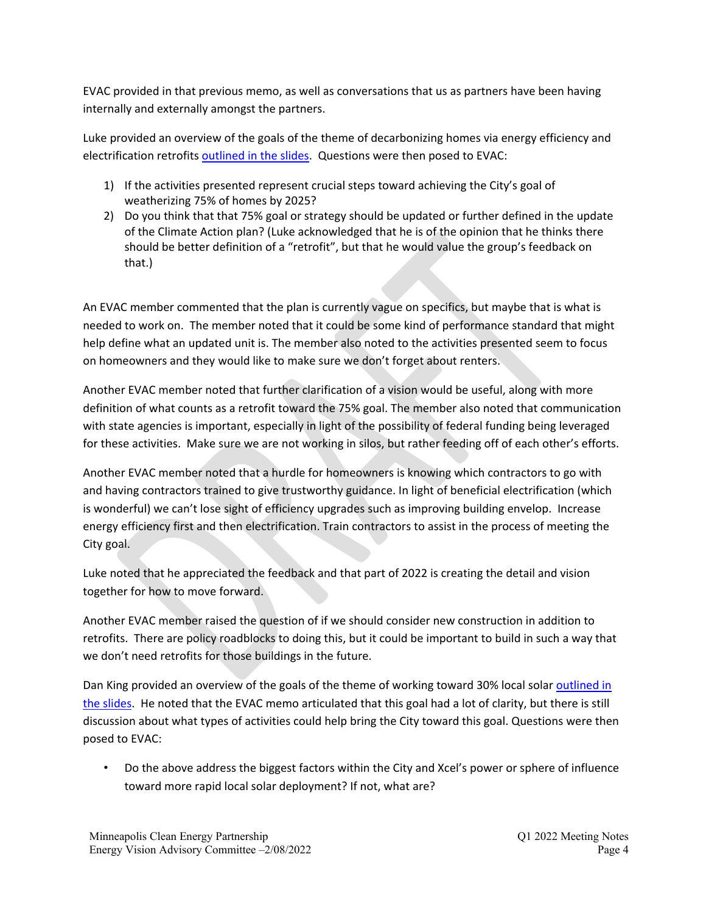EVAC provided in that previous memo, as well as conversations that us as partners have been having internally and externally amongst the partners.

Luke provided an overview of the goals of the theme of decarbonizing homes via energy efficiency and electrification retrofits outlined in the slides. Questions were then posed to EVAC:

1) If the activities presented represent crucial steps toward achieving the City's goal of weatherizing 75% of homes by 2025?
2) Do you think that that 75% goal or strategy should be updated or further defined in the update of the Climate Action plan? (Luke acknowledged that he is of the opinion that he thinks there should be better definition of a "retrofit", but that he would value the group's feedback on that.)

An EVAC member commented that the plan is currently vague on specifics, but maybe that is what is needed to work on. The member noted that it could be some kind of performance standard that might help define what an updated unit is. The member also noted to the activities presented seem to focus on homeowners and they would like to make sure we don't forget about renters.

Another EVAC member noted that further clarification of a vision would be useful, along with more definition of what counts as a retrofit toward the 75% goal. The member also noted that communication with state agencies is important, especially in light of the possibility of federal funding being leveraged for these activities. Make sure we are not working in silos, but rather feeding off of each other's efforts.

Another EVAC member noted that a hurdle for homeowners is knowing which contractors to go with and having contractors trained to give trustworthy guidance. In light of beneficial electrification (which is wonderful) we can't lose sight of efficiency upgrades such as improving building envelop. Increase energy efficiency first and then electrification. Train contractors to assist in the process of meeting the City goal.

Luke noted that he appreciated the feedback and that part of 2022 is creating the detail and vision together for how to move forward.

Another EVAC member raised the question of if we should consider new construction in addition to retrofits. There are policy roadblocks to doing this, but it could be important to build in such a way that we don't need retrofits for those buildings in the future.

Dan King provided an overview of the goals of the theme of working toward 30% local solar outlined in the slides. He noted that the EVAC memo articulated that this goal had a lot of clarity, but there is still discussion about what types of activities could help bring the City toward this goal. Questions were then posed to EVAC:

- Do the above address the biggest factors within the City and Xcel's power or sphere of influence toward more rapid local solar deployment? If not, what are?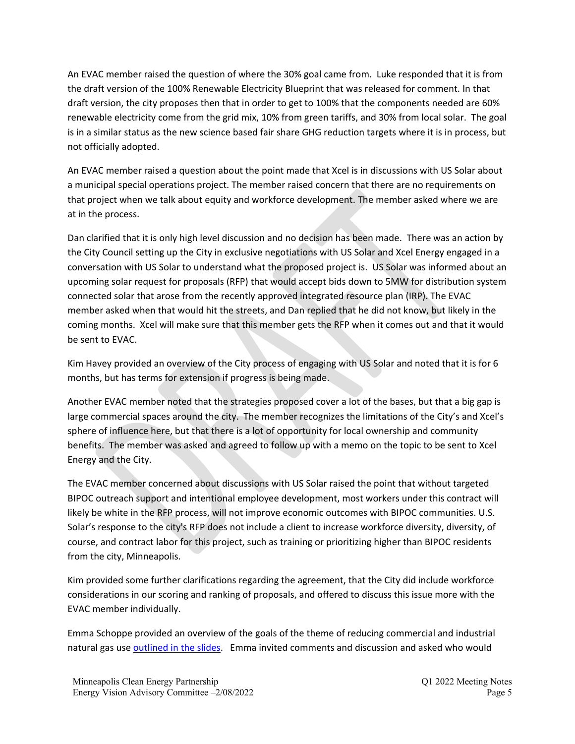An EVAC member raised the question of where the 30% goal came from. Luke responded that it is from the draft version of the 100% Renewable Electricity Blueprint that was released for comment. In that draft version, the city proposes then that in order to get to 100% that the components needed are 60% renewable electricity come from the grid mix, 10% from green tariffs, and 30% from local solar. The goal is in a similar status as the new science based fair share GHG reduction targets where it is in process, but not officially adopted.

An EVAC member raised a question about the point made that Xcel is in discussions with US Solar about a municipal special operations project. The member raised concern that there are no requirements on that project when we talk about equity and workforce development. The member asked where we are at in the process.

Dan clarified that it is only high level discussion and no decision has been made. There was an action by the City Council setting up the City in exclusive negotiations with US Solar and Xcel Energy engaged in a conversation with US Solar to understand what the proposed project is. US Solar was informed about an upcoming solar request for proposals (RFP) that would accept bids down to 5MW for distribution system connected solar that arose from the recently approved integrated resource plan (IRP). The EVAC member asked when that would hit the streets, and Dan replied that he did not know, but likely in the coming months. Xcel will make sure that this member gets the RFP when it comes out and that it would be sent to EVAC.

Kim Havey provided an overview of the City process of engaging with US Solar and noted that it is for 6 months, but has terms for extension if progress is being made.

Another EVAC member noted that the strategies proposed cover a lot of the bases, but that a big gap is large commercial spaces around the city. The member recognizes the limitations of the City's and Xcel's sphere of influence here, but that there is a lot of opportunity for local ownership and community benefits. The member was asked and agreed to follow up with a memo on the topic to be sent to Xcel Energy and the City.

The EVAC member concerned about discussions with US Solar raised the point that without targeted BIPOC outreach support and intentional employee development, most workers under this contract will likely be white in the RFP process, will not improve economic outcomes with BIPOC communities. U.S. Solar's response to the city's RFP does not include a client to increase workforce diversity, diversity, of course, and contract labor for this project, such as training or prioritizing higher than BIPOC residents from the city, Minneapolis.

Kim provided some further clarifications regarding the agreement, that the City did include workforce considerations in our scoring and ranking of proposals, and offered to discuss this issue more with the EVAC member individually.

Emma Schoppe provided an overview of the goals of the theme of reducing commercial and industrial natural gas use [outlined in the slides](). Emma invited comments and discussion and asked who would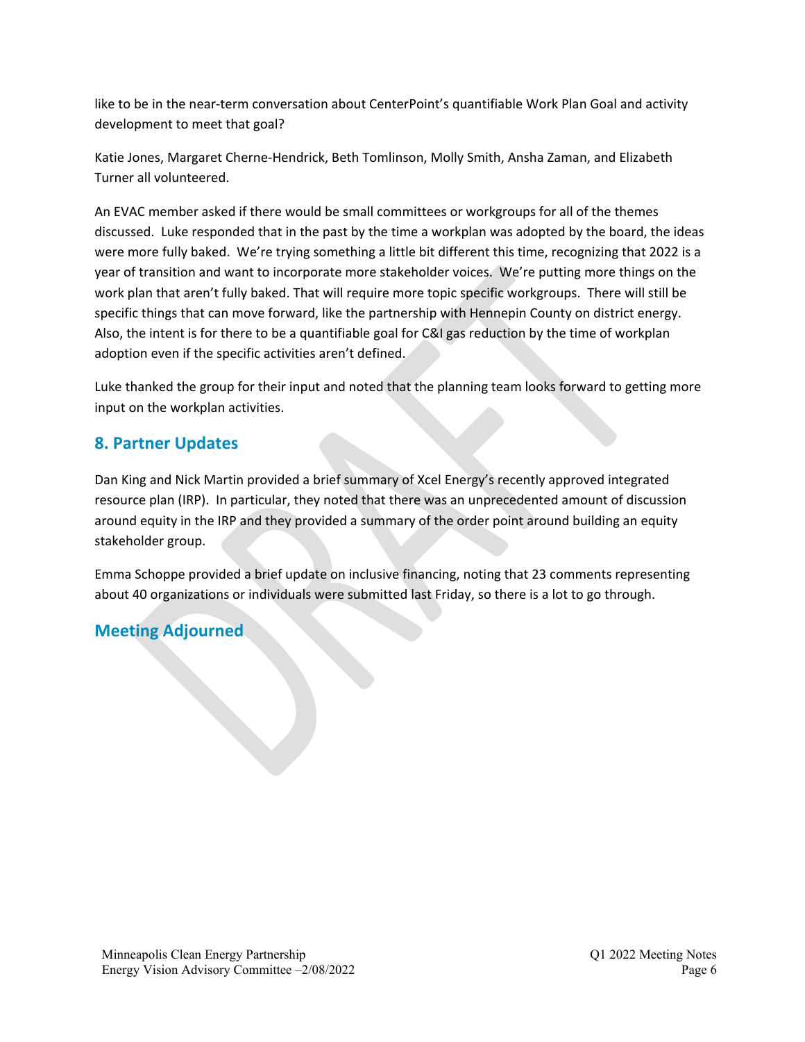like to be in the near-term conversation about CenterPoint's quantifiable Work Plan Goal and activity development to meet that goal?

Katie Jones, Margaret Cherne-Hendrick, Beth Tomlinson, Molly Smith, Ansha Zaman, and Elizabeth Turner all volunteered.

An EVAC member asked if there would be small committees or workgroups for all of the themes discussed. Luke responded that in the past by the time a workplan was adopted by the board, the ideas were more fully baked. We're trying something a little bit different this time, recognizing that 2022 is a year of transition and want to incorporate more stakeholder voices. We're putting more things on the work plan that aren't fully baked. That will require more topic specific workgroups. There will still be specific things that can move forward, like the partnership with Hennepin County on district energy. Also, the intent is for there to be a quantifiable goal for C&I gas reduction by the time of workplan adoption even if the specific activities aren't defined.

Luke thanked the group for their input and noted that the planning team looks forward to getting more input on the workplan activities.

## 8. Partner Updates

Dan King and Nick Martin provided a brief summary of Xcel Energy's recently approved integrated resource plan (IRP). In particular, they noted that there was an unprecedented amount of discussion around equity in the IRP and they provided a summary of the order point around building an equity stakeholder group.

Emma Schoppe provided a brief update on inclusive financing, noting that 23 comments representing about 40 organizations or individuals were submitted last Friday, so there is a lot to go through.

## Meeting Adjourned